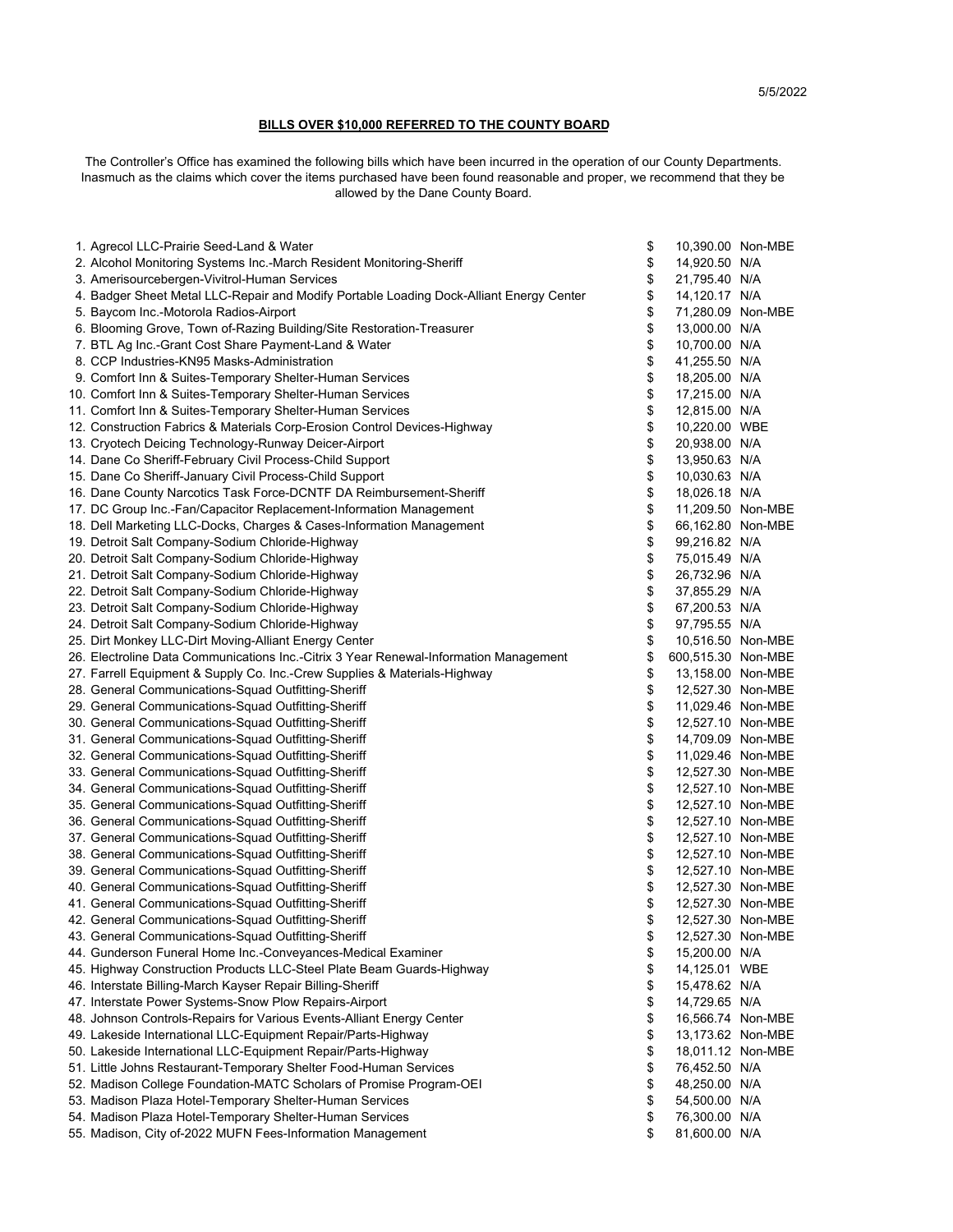5/5/2022

**BILLS OVER $10,000 REFERRED TO THE COUNTY BOARD**

The Controller's Office has examined the following bills which have been incurred in the operation of our County Departments. Inasmuch as the claims which cover the items purchased have been found reasonable and proper, we recommend that they be allowed by the Dane County Board.

| | | | |
|---|---|---|---|
| 1. Agrecol LLC-Prairie Seed-Land & Water | $ | 10,390.00 | Non-MBE |
| 2. Alcohol Monitoring Systems Inc.-March Resident Monitoring-Sheriff | $ | 14,920.50 | N/A |
| 3. Amerisourcebergen-Vivitrol-Human Services | $ | 21,795.40 | N/A |
| 4. Badger Sheet Metal LLC-Repair and Modify Portable Loading Dock-Alliant Energy Center | $ | 14,120.17 | N/A |
| 5. Baycom Inc.-Motorola Radios-Airport | $ | 71,280.09 | Non-MBE |
| 6. Blooming Grove, Town of-Razing Building/Site Restoration-Treasurer | $ | 13,000.00 | N/A |
| 7. BTL Ag Inc.-Grant Cost Share Payment-Land & Water | $ | 10,700.00 | N/A |
| 8. CCP Industries-KN95 Masks-Administration | $ | 41,255.50 | N/A |
| 9. Comfort Inn & Suites-Temporary Shelter-Human Services | $ | 18,205.00 | N/A |
| 10. Comfort Inn & Suites-Temporary Shelter-Human Services | $ | 17,215.00 | N/A |
| 11. Comfort Inn & Suites-Temporary Shelter-Human Services | $ | 12,815.00 | N/A |
| 12. Construction Fabrics & Materials Corp-Erosion Control Devices-Highway | $ | 10,220.00 | WBE |
| 13. Cryotech Deicing Technology-Runway Deicer-Airport | $ | 20,938.00 | N/A |
| 14. Dane Co Sheriff-February Civil Process-Child Support | $ | 13,950.63 | N/A |
| 15. Dane Co Sheriff-January Civil Process-Child Support | $ | 10,030.63 | N/A |
| 16. Dane County Narcotics Task Force-DCNTF DA Reimbursement-Sheriff | $ | 18,026.18 | N/A |
| 17. DC Group Inc.-Fan/Capacitor Replacement-Information Management | $ | 11,209.50 | Non-MBE |
| 18. Dell Marketing LLC-Docks, Charges & Cases-Information Management | $ | 66,162.80 | Non-MBE |
| 19. Detroit Salt Company-Sodium Chloride-Highway | $ | 99,216.82 | N/A |
| 20. Detroit Salt Company-Sodium Chloride-Highway | $ | 75,015.49 | N/A |
| 21. Detroit Salt Company-Sodium Chloride-Highway | $ | 26,732.96 | N/A |
| 22. Detroit Salt Company-Sodium Chloride-Highway | $ | 37,855.29 | N/A |
| 23. Detroit Salt Company-Sodium Chloride-Highway | $ | 67,200.53 | N/A |
| 24. Detroit Salt Company-Sodium Chloride-Highway | $ | 97,795.55 | N/A |
| 25. Dirt Monkey LLC-Dirt Moving-Alliant Energy Center | $ | 10,516.50 | Non-MBE |
| 26. Electroline Data Communications Inc.-Citrix 3 Year Renewal-Information Management | $ | 600,515.30 | Non-MBE |
| 27. Farrell Equipment & Supply Co. Inc.-Crew Supplies & Materials-Highway | $ | 13,158.00 | Non-MBE |
| 28. General Communications-Squad Outfitting-Sheriff | $ | 12,527.30 | Non-MBE |
| 29. General Communications-Squad Outfitting-Sheriff | $ | 11,029.46 | Non-MBE |
| 30. General Communications-Squad Outfitting-Sheriff | $ | 12,527.10 | Non-MBE |
| 31. General Communications-Squad Outfitting-Sheriff | $ | 14,709.09 | Non-MBE |
| 32. General Communications-Squad Outfitting-Sheriff | $ | 11,029.46 | Non-MBE |
| 33. General Communications-Squad Outfitting-Sheriff | $ | 12,527.30 | Non-MBE |
| 34. General Communications-Squad Outfitting-Sheriff | $ | 12,527.10 | Non-MBE |
| 35. General Communications-Squad Outfitting-Sheriff | $ | 12,527.10 | Non-MBE |
| 36. General Communications-Squad Outfitting-Sheriff | $ | 12,527.10 | Non-MBE |
| 37. General Communications-Squad Outfitting-Sheriff | $ | 12,527.10 | Non-MBE |
| 38. General Communications-Squad Outfitting-Sheriff | $ | 12,527.10 | Non-MBE |
| 39. General Communications-Squad Outfitting-Sheriff | $ | 12,527.10 | Non-MBE |
| 40. General Communications-Squad Outfitting-Sheriff | $ | 12,527.30 | Non-MBE |
| 41. General Communications-Squad Outfitting-Sheriff | $ | 12,527.30 | Non-MBE |
| 42. General Communications-Squad Outfitting-Sheriff | $ | 12,527.30 | Non-MBE |
| 43. General Communications-Squad Outfitting-Sheriff | $ | 12,527.30 | Non-MBE |
| 44. Gunderson Funeral Home Inc.-Conveyances-Medical Examiner | $ | 15,200.00 | N/A |
| 45. Highway Construction Products LLC-Steel Plate Beam Guards-Highway | $ | 14,125.01 | WBE |
| 46. Interstate Billing-March Kayser Repair Billing-Sheriff | $ | 15,478.62 | N/A |
| 47. Interstate Power Systems-Snow Plow Repairs-Airport | $ | 14,729.65 | N/A |
| 48. Johnson Controls-Repairs for Various Events-Alliant Energy Center | $ | 16,566.74 | Non-MBE |
| 49. Lakeside International LLC-Equipment Repair/Parts-Highway | $ | 13,173.62 | Non-MBE |
| 50. Lakeside International LLC-Equipment Repair/Parts-Highway | $ | 18,011.12 | Non-MBE |
| 51. Little Johns Restaurant-Temporary Shelter Food-Human Services | $ | 76,452.50 | N/A |
| 52. Madison College Foundation-MATC Scholars of Promise Program-OEI | $ | 48,250.00 | N/A |
| 53. Madison Plaza Hotel-Temporary Shelter-Human Services | $ | 54,500.00 | N/A |
| 54. Madison Plaza Hotel-Temporary Shelter-Human Services | $ | 76,300.00 | N/A |
| 55. Madison, City of-2022 MUFN Fees-Information Management | $ | 81,600.00 | N/A |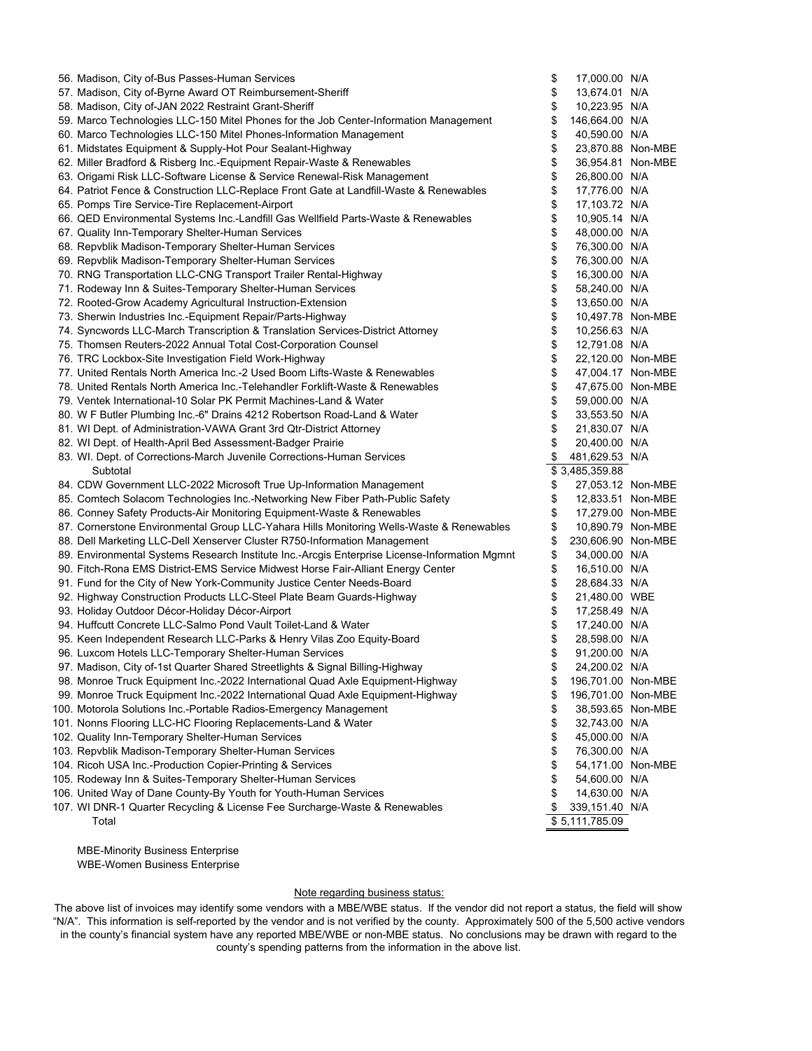| | | |
|---|---|---|
| 56. Madison, City of-Bus Passes-Human Services | $ 17,000.00 | N/A |
| 57. Madison, City of-Byrne Award OT Reimbursement-Sheriff | $ 13,674.01 | N/A |
| 58. Madison, City of-JAN 2022 Restraint Grant-Sheriff | $ 10,223.95 | N/A |
| 59. Marco Technologies LLC-150 Mitel Phones for the Job Center-Information Management | $ 146,664.00 | N/A |
| 60. Marco Technologies LLC-150 Mitel Phones-Information Management | $ 40,590.00 | N/A |
| 61. Midstates Equipment & Supply-Hot Pour Sealant-Highway | $ 23,870.88 | Non-MBE |
| 62. Miller Bradford & Risberg Inc.-Equipment Repair-Waste & Renewables | $ 36,954.81 | Non-MBE |
| 63. Origami Risk LLC-Software License & Service Renewal-Risk Management | $ 26,800.00 | N/A |
| 64. Patriot Fence & Construction LLC-Replace Front Gate at Landfill-Waste & Renewables | $ 17,776.00 | N/A |
| 65. Pomps Tire Service-Tire Replacement-Airport | $ 17,103.72 | N/A |
| 66. QED Environmental Systems Inc.-Landfill Gas Wellfield Parts-Waste & Renewables | $ 10,905.14 | N/A |
| 67. Quality Inn-Temporary Shelter-Human Services | $ 48,000.00 | N/A |
| 68. Repvblik Madison-Temporary Shelter-Human Services | $ 76,300.00 | N/A |
| 69. Repvblik Madison-Temporary Shelter-Human Services | $ 76,300.00 | N/A |
| 70. RNG Transportation LLC-CNG Transport Trailer Rental-Highway | $ 16,300.00 | N/A |
| 71. Rodeway Inn & Suites-Temporary Shelter-Human Services | $ 58,240.00 | N/A |
| 72. Rooted-Grow Academy Agricultural Instruction-Extension | $ 13,650.00 | N/A |
| 73. Sherwin Industries Inc.-Equipment Repair/Parts-Highway | $ 10,497.78 | Non-MBE |
| 74. Syncwords LLC-March Transcription & Translation Services-District Attorney | $ 10,256.63 | N/A |
| 75. Thomsen Reuters-2022 Annual Total Cost-Corporation Counsel | $ 12,791.08 | N/A |
| 76. TRC Lockbox-Site Investigation Field Work-Highway | $ 22,120.00 | Non-MBE |
| 77. United Rentals North America Inc.-2 Used Boom Lifts-Waste & Renewables | $ 47,004.17 | Non-MBE |
| 78. United Rentals North America Inc.-Telehandler Forklift-Waste & Renewables | $ 47,675.00 | Non-MBE |
| 79. Ventek International-10 Solar PK Permit Machines-Land & Water | $ 59,000.00 | N/A |
| 80. W F Butler Plumbing Inc.-6" Drains 4212 Robertson Road-Land & Water | $ 33,553.50 | N/A |
| 81. WI Dept. of Administration-VAWA Grant 3rd Qtr-District Attorney | $ 21,830.07 | N/A |
| 82. WI Dept. of Health-April Bed Assessment-Badger Prairie | $ 20,400.00 | N/A |
| 83. WI. Dept. of Corrections-March Juvenile Corrections-Human Services | $ 481,629.53 | N/A |
| Subtotal | $ 3,485,359.88 | |
| 84. CDW Government LLC-2022 Microsoft True Up-Information Management | $ 27,053.12 | Non-MBE |
| 85. Comtech Solacom Technologies Inc.-Networking New Fiber Path-Public Safety | $ 12,833.51 | Non-MBE |
| 86. Conney Safety Products-Air Monitoring Equipment-Waste & Renewables | $ 17,279.00 | Non-MBE |
| 87. Cornerstone Environmental Group LLC-Yahara Hills Monitoring Wells-Waste & Renewables | $ 10,890.79 | Non-MBE |
| 88. Dell Marketing LLC-Dell Xenserver Cluster R750-Information Management | $ 230,606.90 | Non-MBE |
| 89. Environmental Systems Research Institute Inc.-Arcgis Enterprise License-Information Mgmnt | $ 34,000.00 | N/A |
| 90. Fitch-Rona EMS District-EMS Service Midwest Horse Fair-Alliant Energy Center | $ 16,510.00 | N/A |
| 91. Fund for the City of New York-Community Justice Center Needs-Board | $ 28,684.33 | N/A |
| 92. Highway Construction Products LLC-Steel Plate Beam Guards-Highway | $ 21,480.00 | WBE |
| 93. Holiday Outdoor Décor-Holiday Décor-Airport | $ 17,258.49 | N/A |
| 94. Huffcutt Concrete LLC-Salmo Pond Vault Toilet-Land & Water | $ 17,240.00 | N/A |
| 95. Keen Independent Research LLC-Parks & Henry Vilas Zoo Equity-Board | $ 28,598.00 | N/A |
| 96. Luxcom Hotels LLC-Temporary Shelter-Human Services | $ 91,200.00 | N/A |
| 97. Madison, City of-1st Quarter Shared Streetlights & Signal Billing-Highway | $ 24,200.02 | N/A |
| 98. Monroe Truck Equipment Inc.-2022 International Quad Axle Equipment-Highway | $ 196,701.00 | Non-MBE |
| 99. Monroe Truck Equipment Inc.-2022 International Quad Axle Equipment-Highway | $ 196,701.00 | Non-MBE |
| 100. Motorola Solutions Inc.-Portable Radios-Emergency Management | $ 38,593.65 | Non-MBE |
| 101. Nonns Flooring LLC-HC Flooring Replacements-Land & Water | $ 32,743.00 | N/A |
| 102. Quality Inn-Temporary Shelter-Human Services | $ 45,000.00 | N/A |
| 103. Repvblik Madison-Temporary Shelter-Human Services | $ 76,300.00 | N/A |
| 104. Ricoh USA Inc.-Production Copier-Printing & Services | $ 54,171.00 | Non-MBE |
| 105. Rodeway Inn & Suites-Temporary Shelter-Human Services | $ 54,600.00 | N/A |
| 106. United Way of Dane County-By Youth for Youth-Human Services | $ 14,630.00 | N/A |
| 107. WI DNR-1 Quarter Recycling & License Fee Surcharge-Waste & Renewables | $ 339,151.40 | N/A |
| Total | $ 5,111,785.09 | |

MBE-Minority Business Enterprise
WBE-Women Business Enterprise

Note regarding business status:

The above list of invoices may identify some vendors with a MBE/WBE status. If the vendor did not report a status, the field will show "N/A". This information is self-reported by the vendor and is not verified by the county. Approximately 500 of the 5,500 active vendors in the county's financial system have any reported MBE/WBE or non-MBE status. No conclusions may be drawn with regard to the county's spending patterns from the information in the above list.